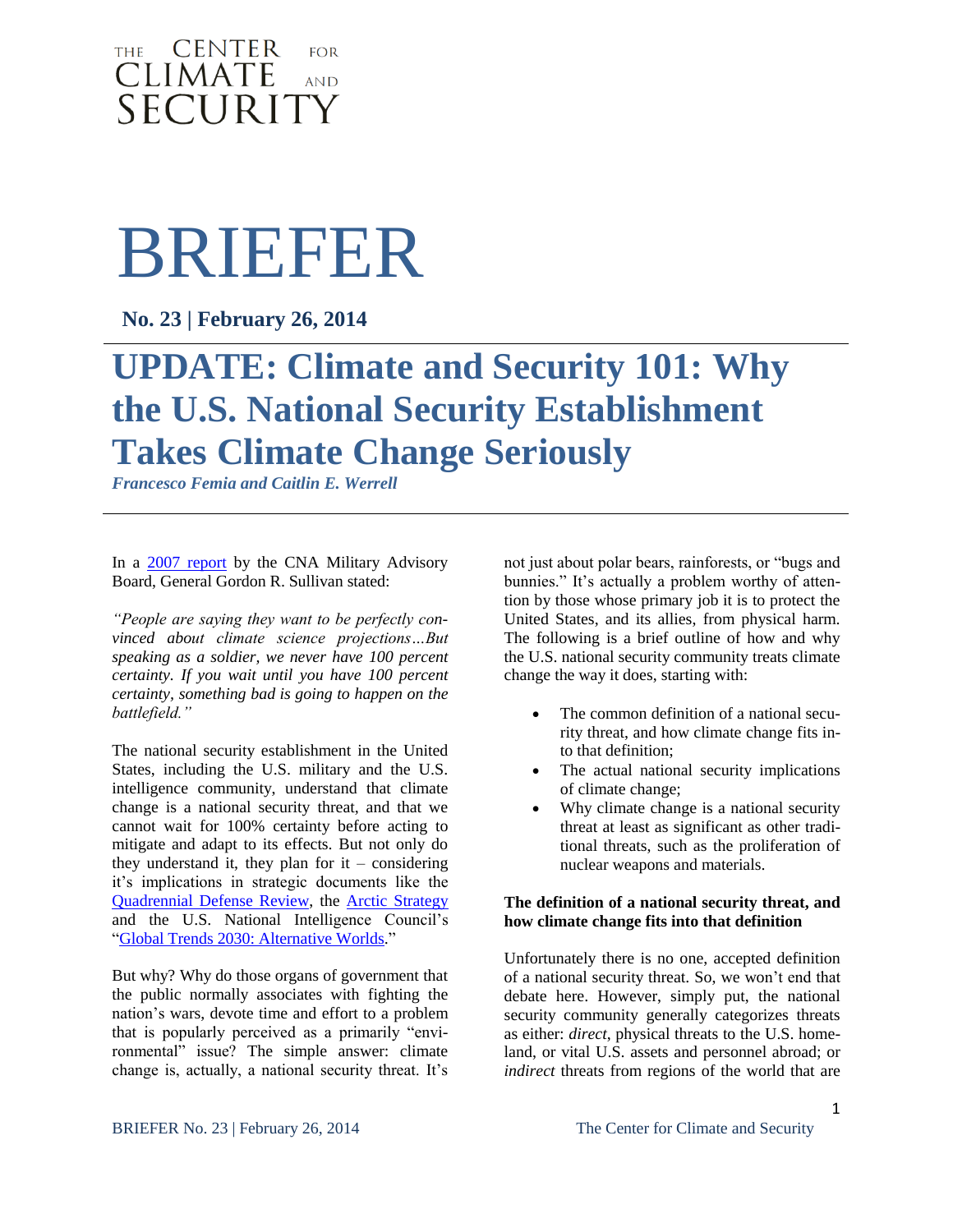THE CENTER FOR CLIMATE AND SECURITY

# BRIEFER

**No. 23 | February 26, 2014**

# UPDATE: Climate and Security 101: Why the U.S. National Security Establishment Takes Climate Change Seriously

***Francesco Femia and Caitlin E. Werrell***

In a 2007 report by the CNA Military Advisory Board, General Gordon R. Sullivan stated:

*"People are saying they want to be perfectly convinced about climate science projections…But speaking as a soldier, we never have 100 percent certainty. If you wait until you have 100 percent certainty, something bad is going to happen on the battlefield."*

The national security establishment in the United States, including the U.S. military and the U.S. intelligence community, understand that climate change is a national security threat, and that we cannot wait for 100% certainty before acting to mitigate and adapt to its effects. But not only do they understand it, they plan for it – considering it's implications in strategic documents like the Quadrennial Defense Review, the Arctic Strategy and the U.S. National Intelligence Council's "Global Trends 2030: Alternative Worlds."

But why? Why do those organs of government that the public normally associates with fighting the nation's wars, devote time and effort to a problem that is popularly perceived as a primarily "environmental" issue? The simple answer: climate change is, actually, a national security threat. It's not just about polar bears, rainforests, or "bugs and bunnies." It's actually a problem worthy of attention by those whose primary job it is to protect the United States, and its allies, from physical harm. The following is a brief outline of how and why the U.S. national security community treats climate change the way it does, starting with:

- The common definition of a national security threat, and how climate change fits into that definition;
- The actual national security implications of climate change;
- Why climate change is a national security threat at least as significant as other traditional threats, such as the proliferation of nuclear weapons and materials.

**The definition of a national security threat, and how climate change fits into that definition**

Unfortunately there is no one, accepted definition of a national security threat. So, we won't end that debate here. However, simply put, the national security community generally categorizes threats as either: *direct*, physical threats to the U.S. homeland, or vital U.S. assets and personnel abroad; or *indirect* threats from regions of the world that are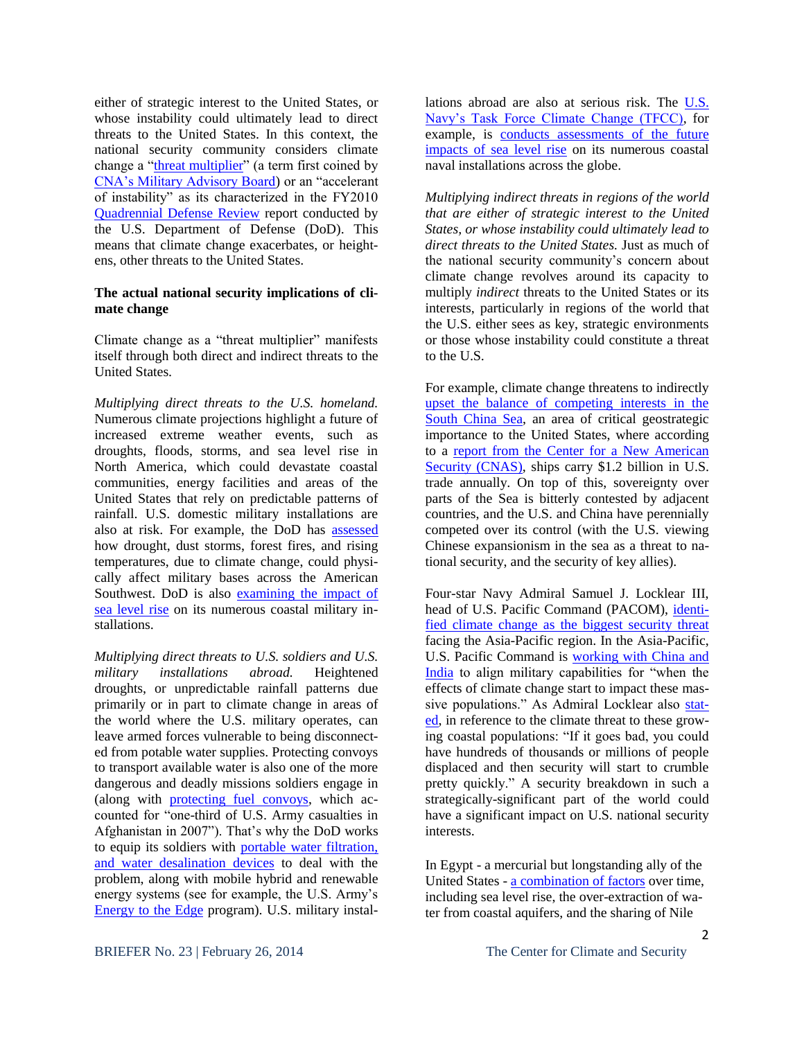either of strategic interest to the United States, or whose instability could ultimately lead to direct threats to the United States. In this context, the national security community considers climate change a "threat multiplier" (a term first coined by CNA's Military Advisory Board) or an "accelerant of instability" as its characterized in the FY2010 Quadrennial Defense Review report conducted by the U.S. Department of Defense (DoD). This means that climate change exacerbates, or heightens, other threats to the United States.

**The actual national security implications of climate change**

Climate change as a "threat multiplier" manifests itself through both direct and indirect threats to the United States.

*Multiplying direct threats to the U.S. homeland.* Numerous climate projections highlight a future of increased extreme weather events, such as droughts, floods, storms, and sea level rise in North America, which could devastate coastal communities, energy facilities and areas of the United States that rely on predictable patterns of rainfall. U.S. domestic military installations are also at risk. For example, the DoD has assessed how drought, dust storms, forest fires, and rising temperatures, due to climate change, could physically affect military bases across the American Southwest. DoD is also examining the impact of sea level rise on its numerous coastal military installations.

*Multiplying direct threats to U.S. soldiers and U.S. military installations abroad.* Heightened droughts, or unpredictable rainfall patterns due primarily or in part to climate change in areas of the world where the U.S. military operates, can leave armed forces vulnerable to being disconnected from potable water supplies. Protecting convoys to transport available water is also one of the more dangerous and deadly missions soldiers engage in (along with protecting fuel convoys, which accounted for "one-third of U.S. Army casualties in Afghanistan in 2007"). That's why the DoD works to equip its soldiers with portable water filtration, and water desalination devices to deal with the problem, along with mobile hybrid and renewable energy systems (see for example, the U.S. Army's Energy to the Edge program). U.S. military installations abroad are also at serious risk. The U.S. Navy's Task Force Climate Change (TFCC), for example, is conducts assessments of the future impacts of sea level rise on its numerous coastal naval installations across the globe.

*Multiplying indirect threats in regions of the world that are either of strategic interest to the United States, or whose instability could ultimately lead to direct threats to the United States.* Just as much of the national security community's concern about climate change revolves around its capacity to multiply *indirect* threats to the United States or its interests, particularly in regions of the world that the U.S. either sees as key, strategic environments or those whose instability could constitute a threat to the U.S.

For example, climate change threatens to indirectly upset the balance of competing interests in the South China Sea, an area of critical geostrategic importance to the United States, where according to a report from the Center for a New American Security (CNAS), ships carry $1.2 billion in U.S. trade annually. On top of this, sovereignty over parts of the Sea is bitterly contested by adjacent countries, and the U.S. and China have perennially competed over its control (with the U.S. viewing Chinese expansionism in the sea as a threat to national security, and the security of key allies).

Four-star Navy Admiral Samuel J. Locklear III, head of U.S. Pacific Command (PACOM), identified climate change as the biggest security threat facing the Asia-Pacific region. In the Asia-Pacific, U.S. Pacific Command is working with China and India to align military capabilities for "when the effects of climate change start to impact these massive populations." As Admiral Locklear also stated, in reference to the climate threat to these growing coastal populations: "If it goes bad, you could have hundreds of thousands or millions of people displaced and then security will start to crumble pretty quickly." A security breakdown in such a strategically-significant part of the world could have a significant impact on U.S. national security interests.

In Egypt - a mercurial but longstanding ally of the United States - a combination of factors over time, including sea level rise, the over-extraction of water from coastal aquifers, and the sharing of Nile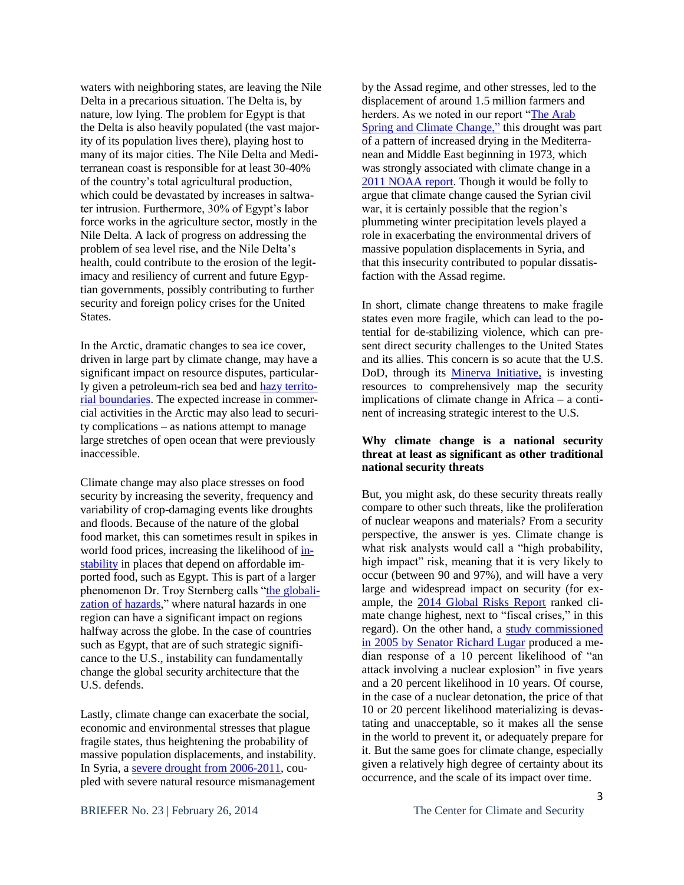waters with neighboring states, are leaving the Nile Delta in a precarious situation. The Delta is, by nature, low lying. The problem for Egypt is that the Delta is also heavily populated (the vast majority of its population lives there), playing host to many of its major cities. The Nile Delta and Mediterranean coast is responsible for at least 30-40% of the country's total agricultural production, which could be devastated by increases in saltwater intrusion. Furthermore, 30% of Egypt's labor force works in the agriculture sector, mostly in the Nile Delta. A lack of progress on addressing the problem of sea level rise, and the Nile Delta's health, could contribute to the erosion of the legitimacy and resiliency of current and future Egyptian governments, possibly contributing to further security and foreign policy crises for the United States.

In the Arctic, dramatic changes to sea ice cover, driven in large part by climate change, may have a significant impact on resource disputes, particularly given a petroleum-rich sea bed and hazy territorial boundaries. The expected increase in commercial activities in the Arctic may also lead to security complications – as nations attempt to manage large stretches of open ocean that were previously inaccessible.

Climate change may also place stresses on food security by increasing the severity, frequency and variability of crop-damaging events like droughts and floods. Because of the nature of the global food market, this can sometimes result in spikes in world food prices, increasing the likelihood of instability in places that depend on affordable imported food, such as Egypt. This is part of a larger phenomenon Dr. Troy Sternberg calls "the globalization of hazards," where natural hazards in one region can have a significant impact on regions halfway across the globe. In the case of countries such as Egypt, that are of such strategic significance to the U.S., instability can fundamentally change the global security architecture that the U.S. defends.

Lastly, climate change can exacerbate the social, economic and environmental stresses that plague fragile states, thus heightening the probability of massive population displacements, and instability. In Syria, a severe drought from 2006-2011, coupled with severe natural resource mismanagement by the Assad regime, and other stresses, led to the displacement of around 1.5 million farmers and herders. As we noted in our report "The Arab Spring and Climate Change," this drought was part of a pattern of increased drying in the Mediterranean and Middle East beginning in 1973, which was strongly associated with climate change in a 2011 NOAA report. Though it would be folly to argue that climate change caused the Syrian civil war, it is certainly possible that the region's plummeting winter precipitation levels played a role in exacerbating the environmental drivers of massive population displacements in Syria, and that this insecurity contributed to popular dissatisfaction with the Assad regime.

In short, climate change threatens to make fragile states even more fragile, which can lead to the potential for de-stabilizing violence, which can present direct security challenges to the United States and its allies. This concern is so acute that the U.S. DoD, through its Minerva Initiative, is investing resources to comprehensively map the security implications of climate change in Africa – a continent of increasing strategic interest to the U.S.

**Why climate change is a national security threat at least as significant as other traditional national security threats**

But, you might ask, do these security threats really compare to other such threats, like the proliferation of nuclear weapons and materials? From a security perspective, the answer is yes. Climate change is what risk analysts would call a "high probability, high impact" risk, meaning that it is very likely to occur (between 90 and 97%), and will have a very large and widespread impact on security (for example, the 2014 Global Risks Report ranked climate change highest, next to "fiscal crises," in this regard). On the other hand, a study commissioned in 2005 by Senator Richard Lugar produced a median response of a 10 percent likelihood of "an attack involving a nuclear explosion" in five years and a 20 percent likelihood in 10 years. Of course, in the case of a nuclear detonation, the price of that 10 or 20 percent likelihood materializing is devastating and unacceptable, so it makes all the sense in the world to prevent it, or adequately prepare for it. But the same goes for climate change, especially given a relatively high degree of certainty about its occurrence, and the scale of its impact over time.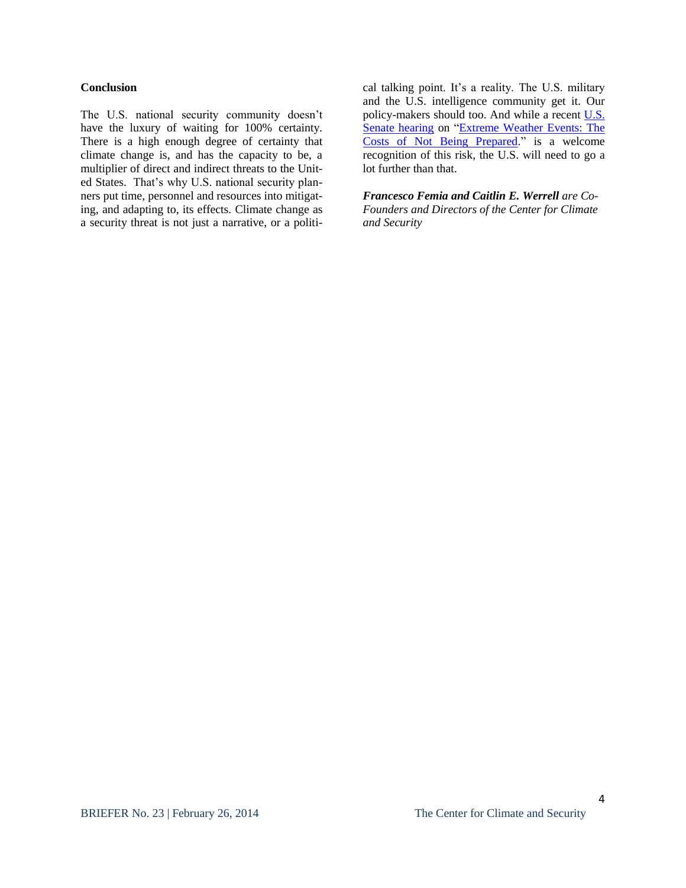### Conclusion

The U.S. national security community doesn't have the luxury of waiting for 100% certainty. There is a high enough degree of certainty that climate change is, and has the capacity to be, a multiplier of direct and indirect threats to the United States. That's why U.S. national security planners put time, personnel and resources into mitigating, and adapting to, its effects. Climate change as a security threat is not just a narrative, or a political talking point. It's a reality. The U.S. military and the U.S. intelligence community get it. Our policy-makers should too. And while a recent U.S. Senate hearing on "Extreme Weather Events: The Costs of Not Being Prepared." is a welcome recognition of this risk, the U.S. will need to go a lot further than that.

***Francesco Femia and Caitlin E. Werrell*** *are Co-Founders and Directors of the Center for Climate and Security*